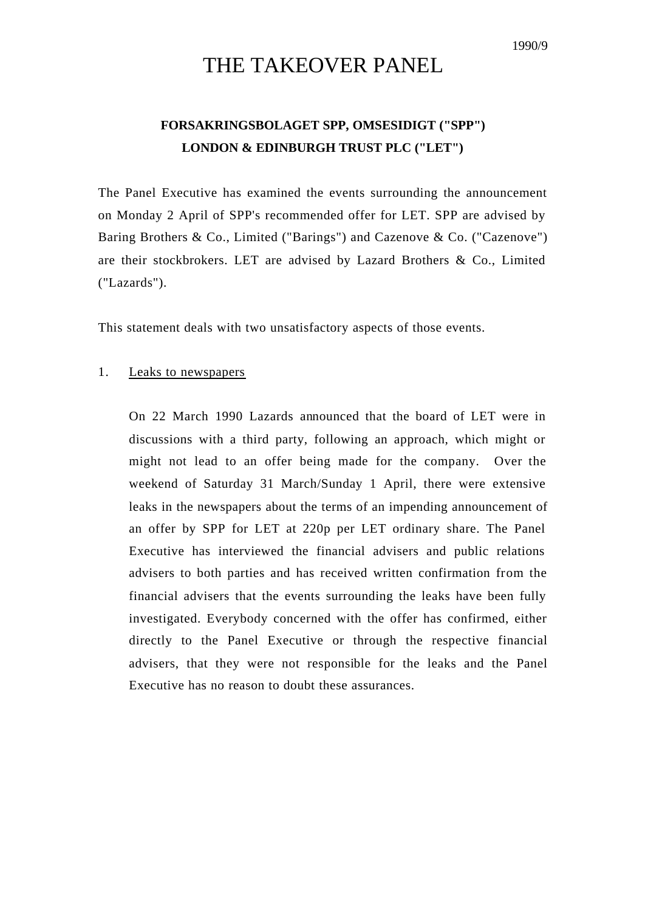1990/9

# THE TAKEOVER PANEL

**FORSAKRINGSBOLAGET SPP, OMSESIDIGT ("SPP")**
**LONDON & EDINBURGH TRUST PLC ("LET")**

The Panel Executive has examined the events surrounding the announcement on Monday 2 April of SPP's recommended offer for LET. SPP are advised by Baring Brothers & Co., Limited ("Barings") and Cazenove & Co. ("Cazenove") are their stockbrokers. LET are advised by Lazard Brothers & Co., Limited ("Lazards").

This statement deals with two unsatisfactory aspects of those events.

1. Leaks to newspapers

   On 22 March 1990 Lazards announced that the board of LET were in discussions with a third party, following an approach, which might or might not lead to an offer being made for the company. Over the weekend of Saturday 31 March/Sunday 1 April, there were extensive leaks in the newspapers about the terms of an impending announcement of an offer by SPP for LET at 220p per LET ordinary share. The Panel Executive has interviewed the financial advisers and public relations advisers to both parties and has received written confirmation from the financial advisers that the events surrounding the leaks have been fully investigated. Everybody concerned with the offer has confirmed, either directly to the Panel Executive or through the respective financial advisers, that they were not responsible for the leaks and the Panel Executive has no reason to doubt these assurances.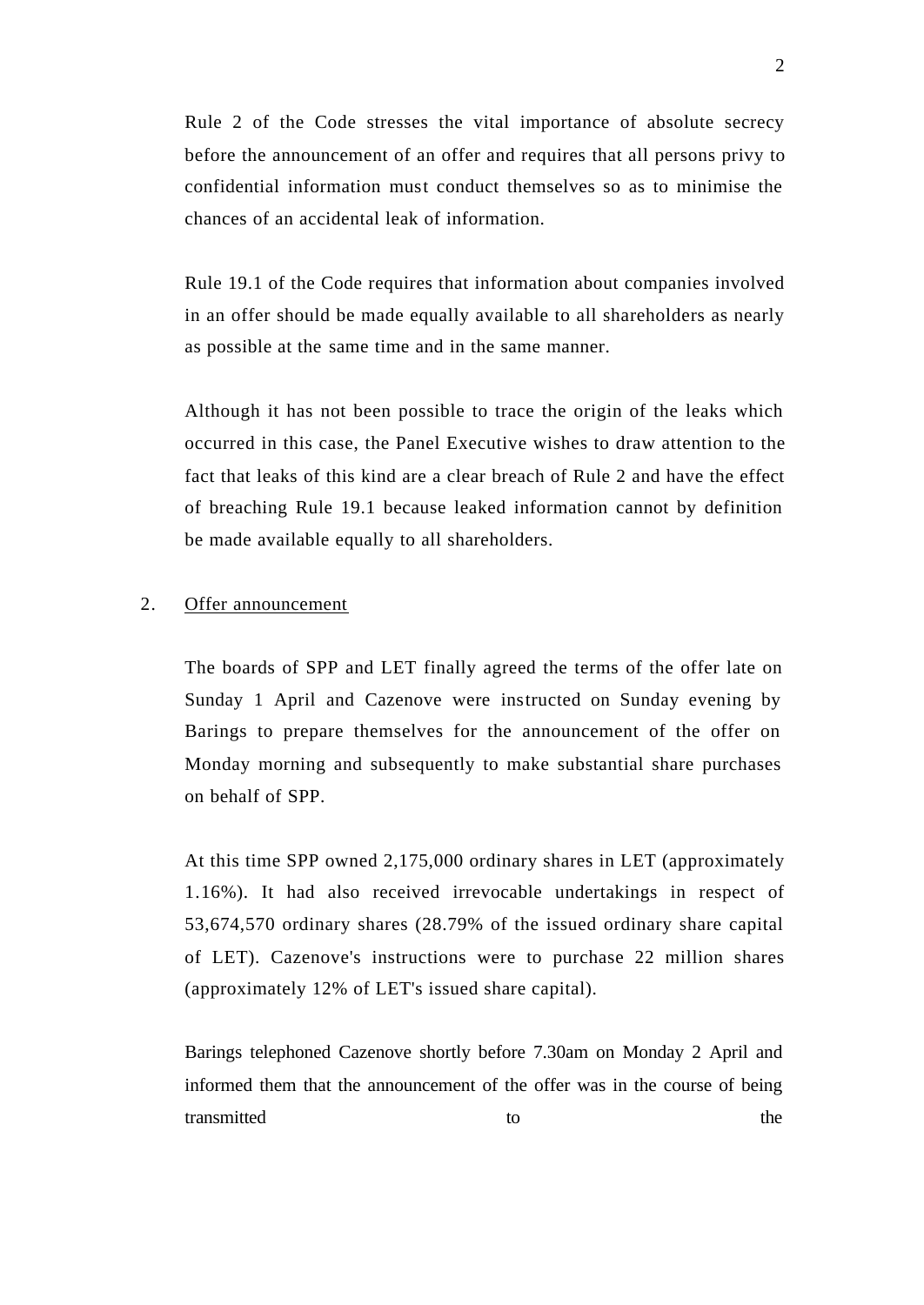Rule 2 of the Code stresses the vital importance of absolute secrecy before the announcement of an offer and requires that all persons privy to confidential information must conduct themselves so as to minimise the chances of an accidental leak of information.

Rule 19.1 of the Code requires that information about companies involved in an offer should be made equally available to all shareholders as nearly as possible at the same time and in the same manner.

Although it has not been possible to trace the origin of the leaks which occurred in this case, the Panel Executive wishes to draw attention to the fact that leaks of this kind are a clear breach of Rule 2 and have the effect of breaching Rule 19.1 because leaked information cannot by definition be made available equally to all shareholders.

2. Offer announcement

The boards of SPP and LET finally agreed the terms of the offer late on Sunday 1 April and Cazenove were instructed on Sunday evening by Barings to prepare themselves for the announcement of the offer on Monday morning and subsequently to make substantial share purchases on behalf of SPP.

At this time SPP owned 2,175,000 ordinary shares in LET (approximately 1.16%). It had also received irrevocable undertakings in respect of 53,674,570 ordinary shares (28.79% of the issued ordinary share capital of LET). Cazenove's instructions were to purchase 22 million shares (approximately 12% of LET's issued share capital).

Barings telephoned Cazenove shortly before 7.30am on Monday 2 April and informed them that the announcement of the offer was in the course of being transmitted to the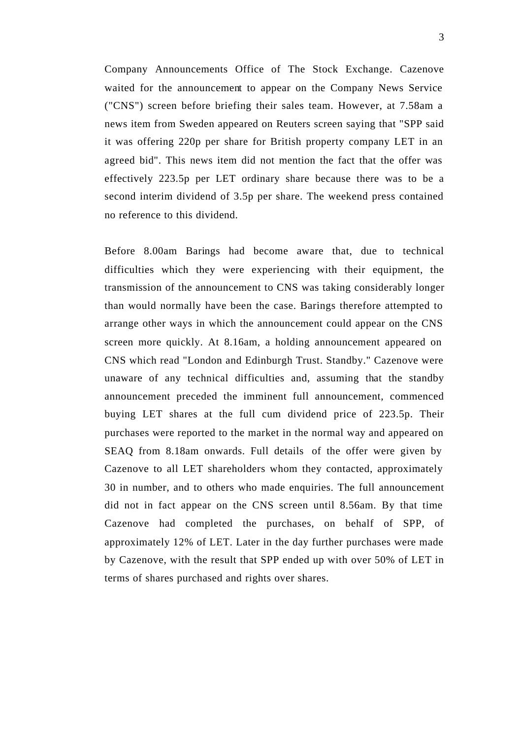Company Announcements Office of The Stock Exchange. Cazenove waited for the announcement to appear on the Company News Service ("CNS") screen before briefing their sales team. However, at 7.58am a news item from Sweden appeared on Reuters screen saying that "SPP said it was offering 220p per share for British property company LET in an agreed bid". This news item did not mention the fact that the offer was effectively 223.5p per LET ordinary share because there was to be a second interim dividend of 3.5p per share. The weekend press contained no reference to this dividend.

Before 8.00am Barings had become aware that, due to technical difficulties which they were experiencing with their equipment, the transmission of the announcement to CNS was taking considerably longer than would normally have been the case. Barings therefore attempted to arrange other ways in which the announcement could appear on the CNS screen more quickly. At 8.16am, a holding announcement appeared on CNS which read "London and Edinburgh Trust. Standby." Cazenove were unaware of any technical difficulties and, assuming that the standby announcement preceded the imminent full announcement, commenced buying LET shares at the full cum dividend price of 223.5p. Their purchases were reported to the market in the normal way and appeared on SEAQ from 8.18am onwards. Full details of the offer were given by Cazenove to all LET shareholders whom they contacted, approximately 30 in number, and to others who made enquiries. The full announcement did not in fact appear on the CNS screen until 8.56am. By that time Cazenove had completed the purchases, on behalf of SPP, of approximately 12% of LET. Later in the day further purchases were made by Cazenove, with the result that SPP ended up with over 50% of LET in terms of shares purchased and rights over shares.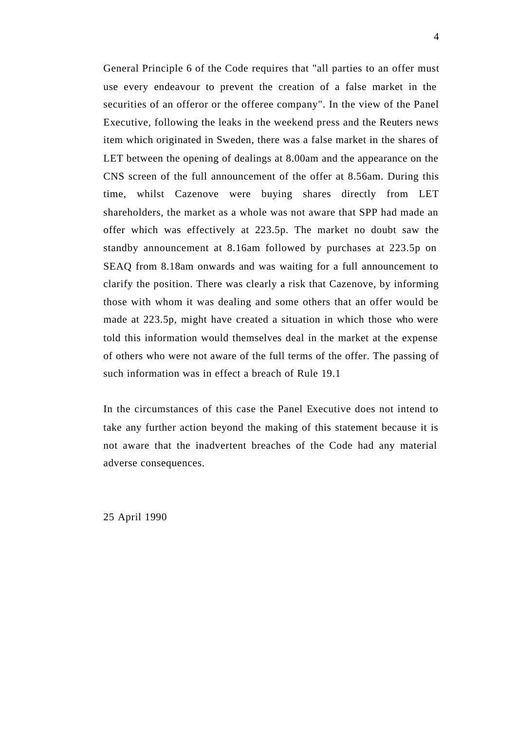General Principle 6 of the Code requires that "all parties to an offer must use every endeavour to prevent the creation of a false market in the securities of an offeror or the offeree company". In the view of the Panel Executive, following the leaks in the weekend press and the Reuters news item which originated in Sweden, there was a false market in the shares of LET between the opening of dealings at 8.00am and the appearance on the CNS screen of the full announcement of the offer at 8.56am. During this time, whilst Cazenove were buying shares directly from LET shareholders, the market as a whole was not aware that SPP had made an offer which was effectively at 223.5p. The market no doubt saw the standby announcement at 8.16am followed by purchases at 223.5p on SEAQ from 8.18am onwards and was waiting for a full announcement to clarify the position. There was clearly a risk that Cazenove, by informing those with whom it was dealing and some others that an offer would be made at 223.5p, might have created a situation in which those who were told this information would themselves deal in the market at the expense of others who were not aware of the full terms of the offer. The passing of such information was in effect a breach of Rule 19.1

In the circumstances of this case the Panel Executive does not intend to take any further action beyond the making of this statement because it is not aware that the inadvertent breaches of the Code had any material adverse consequences.

25 April 1990